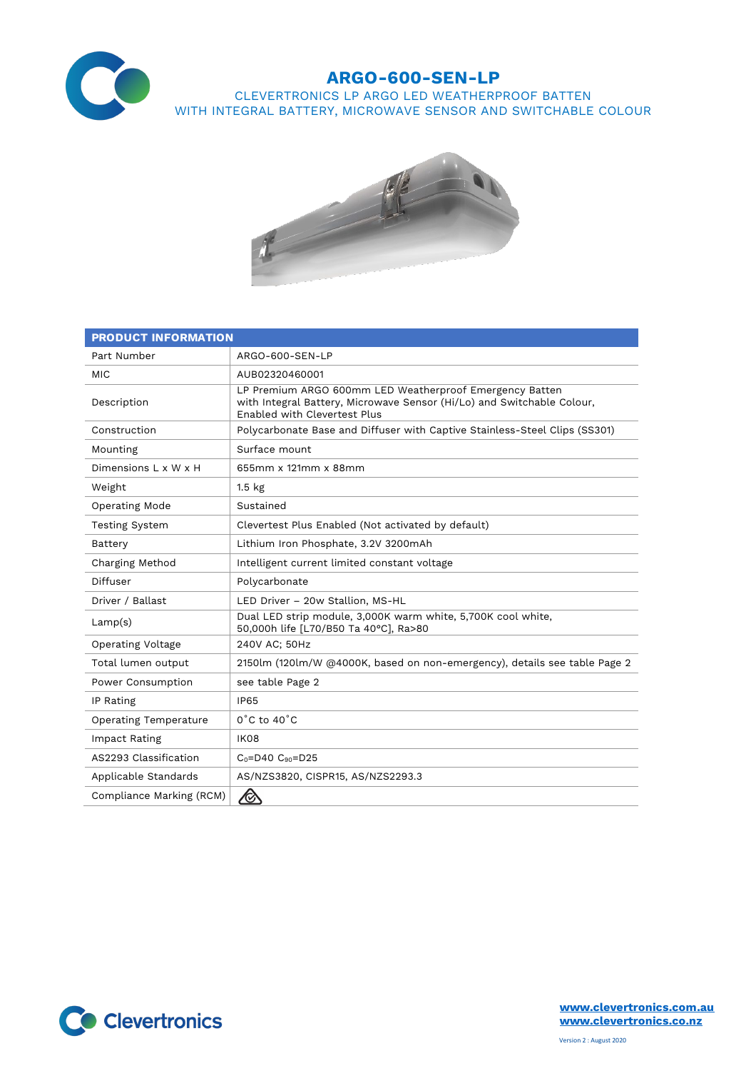# ARGO-600-SEN-LP

CLEVERTRONICS LP ARGO LED WEATHERPROOF BATTEN
WITH INTEGRAL BATTERY, MICROWAVE SENSOR AND SWITCHABLE COLOUR

| PRODUCT INFORMATION | |
|---|---|
| Part Number | ARGO-600-SEN-LP |
| MIC | AUB02320460001 |
| Description | LP Premium ARGO 600mm LED Weatherproof Emergency Batten with Integral Battery, Microwave Sensor (Hi/Lo) and Switchable Colour, Enabled with Clevertest Plus |
| Construction | Polycarbonate Base and Diffuser with Captive Stainless-Steel Clips (SS301) |
| Mounting | Surface mount |
| Dimensions L x W x H | 655mm x 121mm x 88mm |
| Weight | 1.5 kg |
| Operating Mode | Sustained |
| Testing System | Clevertest Plus Enabled (Not activated by default) |
| Battery | Lithium Iron Phosphate, 3.2V 3200mAh |
| Charging Method | Intelligent current limited constant voltage |
| Diffuser | Polycarbonate |
| Driver / Ballast | LED Driver – 20w Stallion, MS-HL |
| Lamp(s) | Dual LED strip module, 3,000K warm white, 5,700K cool white, 50,000h life [L70/B50 Ta 40°C], Ra>80 |
| Operating Voltage | 240V AC; 50Hz |
| Total lumen output | 2150lm (120lm/W @4000K, based on non-emergency), details see table Page 2 |
| Power Consumption | see table Page 2 |
| IP Rating | IP65 |
| Operating Temperature | 0˚C to 40˚C |
| Impact Rating | IK08 |
| AS2293 Classification | $C_0$=D40 $C_{90}$=D25 |
| Applicable Standards | AS/NZS3820, CISPR15, AS/NZS2293.3 |
| Compliance Marking (RCM) | |

Clevertronics

www.clevertronics.com.au
www.clevertronics.co.nz

Version 2 : August 2020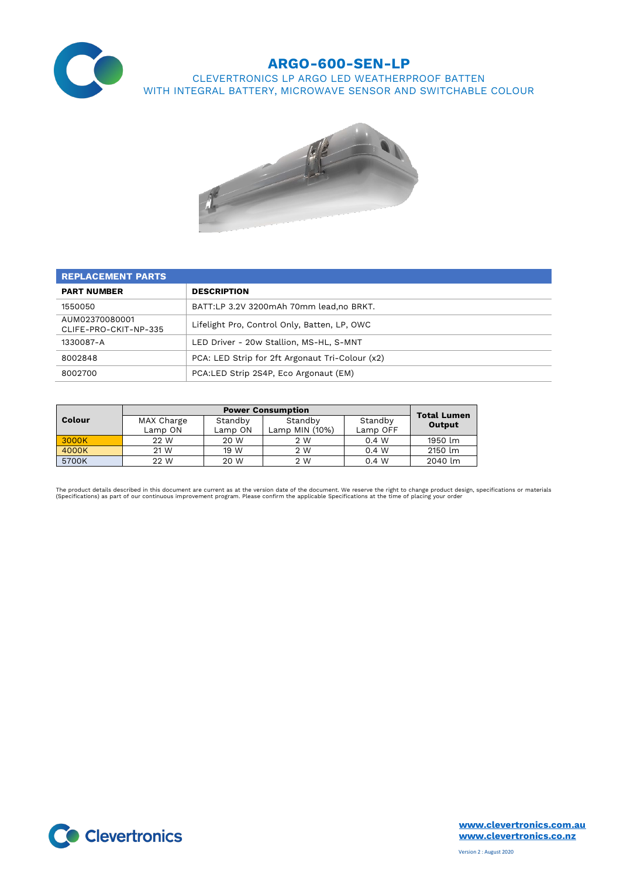# ARGO-600-SEN-LP

CLEVERTRONICS LP ARGO LED WEATHERPROOF BATTEN
WITH INTEGRAL BATTERY, MICROWAVE SENSOR AND SWITCHABLE COLOUR

| REPLACEMENT PARTS | |
|---|---|
| **PART NUMBER** | **DESCRIPTION** |
| 1550050 | BATT:LP 3.2V 3200mAh 70mm lead,no BRKT. |
| AUM02370080001 CLIFE-PRO-CKIT-NP-335 | Lifelight Pro, Control Only, Batten, LP, OWC |
| 1330087-A | LED Driver - 20w Stallion, MS-HL, S-MNT |
| 8002848 | PCA: LED Strip for 2ft Argonaut Tri-Colour (x2) |
| 8002700 | PCA:LED Strip 2S4P, Eco Argonaut (EM) |

| Colour | Power Consumption | | | | Total Lumen Output |
|---|---|---|---|---|---|
| | MAX Charge Lamp ON | Standby Lamp ON | Standby Lamp MIN (10%) | Standby Lamp OFF | |
| 3000K | 22 W | 20 W | 2 W | 0.4 W | 1950 lm |
| 4000K | 21 W | 19 W | 2 W | 0.4 W | 2150 lm |
| 5700K | 22 W | 20 W | 2 W | 0.4 W | 2040 lm |

The product details described in this document are current as at the version date of the document. We reserve the right to change product design, specifications or materials (Specifications) as part of our continuous improvement program. Please confirm the applicable Specifications at the time of placing your order

www.clevertronics.com.au
www.clevertronics.co.nz

Version 2 : August 2020